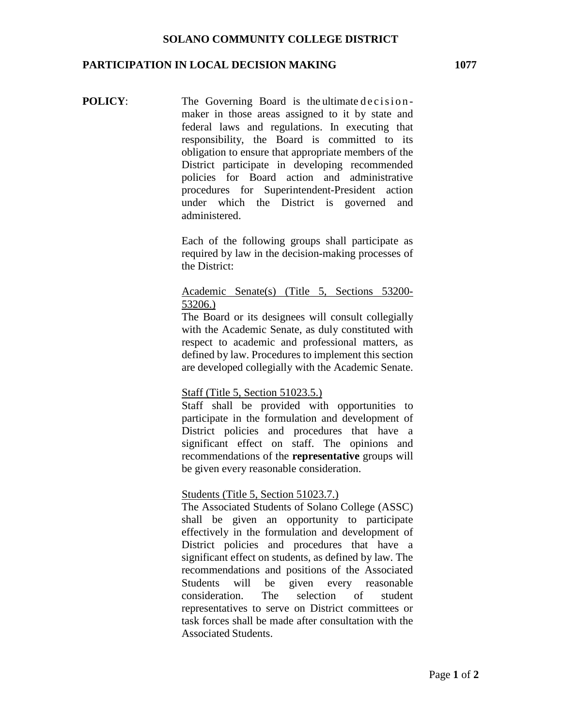# SOLANO COMMUNITY COLLEGE DISTRICT

## PARTICIPATION IN LOCAL DECISION MAKING 1077

**POLICY**: The Governing Board is the ultimate decision-maker in those areas assigned to it by state and federal laws and regulations. In executing that responsibility, the Board is committed to its obligation to ensure that appropriate members of the District participate in developing recommended policies for Board action and administrative procedures for Superintendent-President action under which the District is governed and administered.

Each of the following groups shall participate as required by law in the decision-making processes of the District:

Academic Senate(s) (Title 5, Sections 53200-53206.)

The Board or its designees will consult collegially with the Academic Senate, as duly constituted with respect to academic and professional matters, as defined by law. Procedures to implement this section are developed collegially with the Academic Senate.

Staff (Title 5, Section 51023.5.)

Staff shall be provided with opportunities to participate in the formulation and development of District policies and procedures that have a significant effect on staff. The opinions and recommendations of the **representative** groups will be given every reasonable consideration.

Students (Title 5, Section 51023.7.)

The Associated Students of Solano College (ASSC) shall be given an opportunity to participate effectively in the formulation and development of District policies and procedures that have a significant effect on students, as defined by law. The recommendations and positions of the Associated Students will be given every reasonable consideration. The selection of student representatives to serve on District committees or task forces shall be made after consultation with the Associated Students.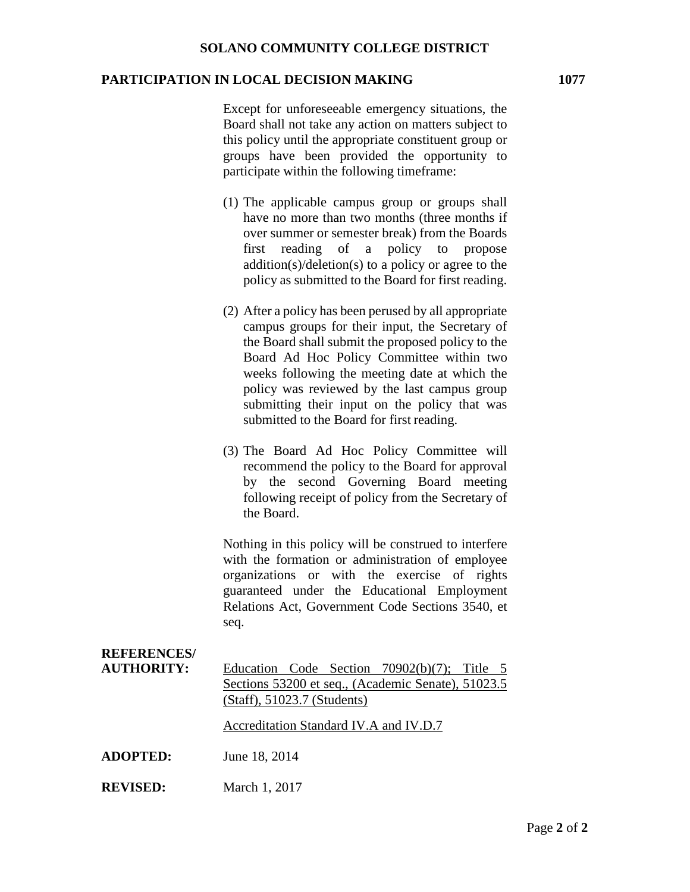Except for unforeseeable emergency situations, the Board shall not take any action on matters subject to this policy until the appropriate constituent group or groups have been provided the opportunity to participate within the following timeframe:

(1) The applicable campus group or groups shall have no more than two months (three months if over summer or semester break) from the Boards first reading of a policy to propose addition(s)/deletion(s) to a policy or agree to the policy as submitted to the Board for first reading.

(2) After a policy has been perused by all appropriate campus groups for their input, the Secretary of the Board shall submit the proposed policy to the Board Ad Hoc Policy Committee within two weeks following the meeting date at which the policy was reviewed by the last campus group submitting their input on the policy that was submitted to the Board for first reading.

(3) The Board Ad Hoc Policy Committee will recommend the policy to the Board for approval by the second Governing Board meeting following receipt of policy from the Secretary of the Board.

Nothing in this policy will be construed to interfere with the formation or administration of employee organizations or with the exercise of rights guaranteed under the Educational Employment Relations Act, Government Code Sections 3540, et seq.

**REFERENCES/ AUTHORITY:** Education Code Section 70902(b)(7); Title 5 Sections 53200 et seq., (Academic Senate), 51023.5 (Staff), 51023.7 (Students)

Accreditation Standard IV.A and IV.D.7

**ADOPTED:** June 18, 2014

**REVISED:** March 1, 2017